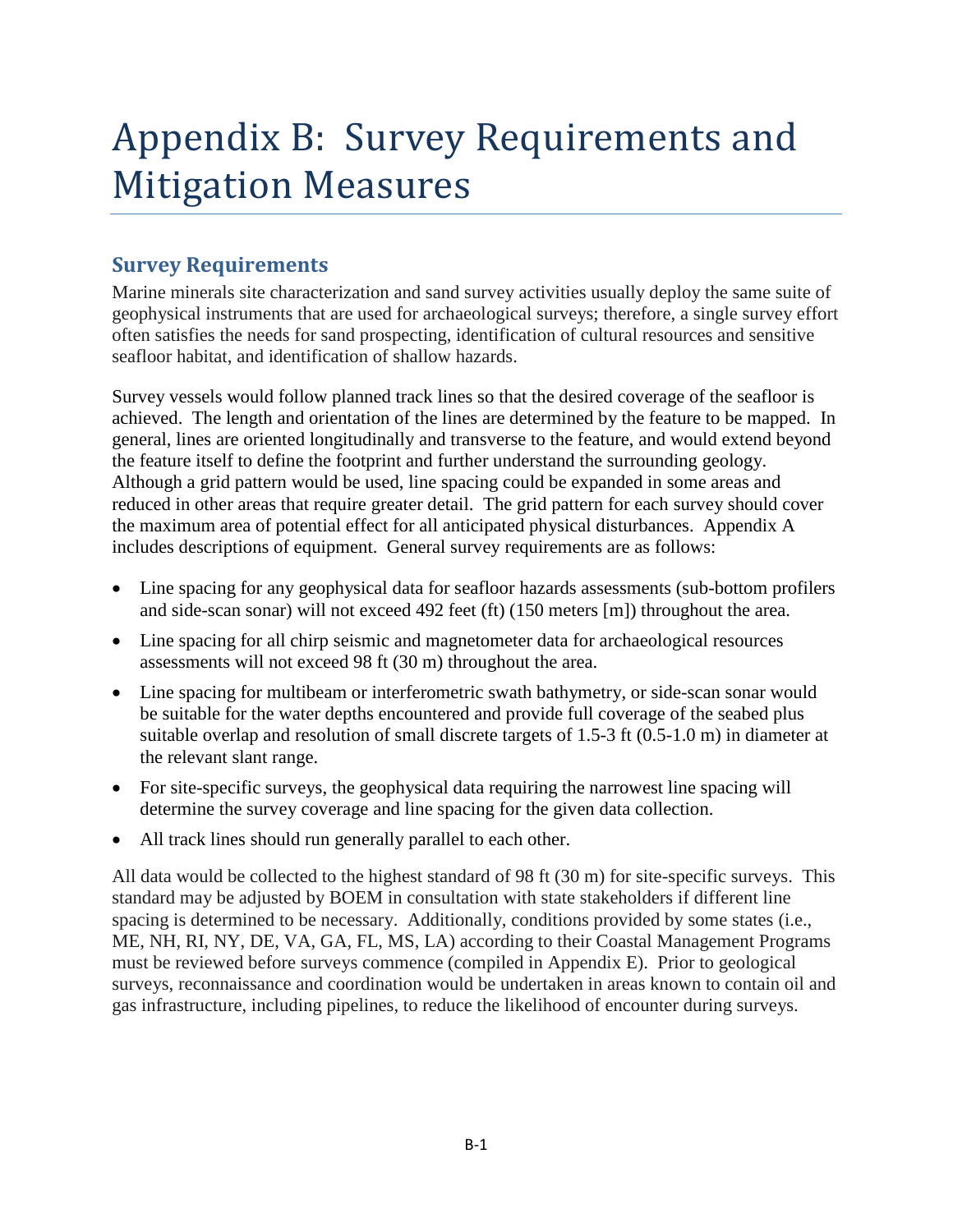# Appendix B: Survey Requirements and Mitigation Measures

## Survey Requirements

Marine minerals site characterization and sand survey activities usually deploy the same suite of geophysical instruments that are used for archaeological surveys; therefore, a single survey effort often satisfies the needs for sand prospecting, identification of cultural resources and sensitive seafloor habitat, and identification of shallow hazards.

Survey vessels would follow planned track lines so that the desired coverage of the seafloor is achieved. The length and orientation of the lines are determined by the feature to be mapped. In general, lines are oriented longitudinally and transverse to the feature, and would extend beyond the feature itself to define the footprint and further understand the surrounding geology. Although a grid pattern would be used, line spacing could be expanded in some areas and reduced in other areas that require greater detail. The grid pattern for each survey should cover the maximum area of potential effect for all anticipated physical disturbances. Appendix A includes descriptions of equipment. General survey requirements are as follows:

- Line spacing for any geophysical data for seafloor hazards assessments (sub-bottom profilers and side-scan sonar) will not exceed 492 feet (ft) (150 meters [m]) throughout the area.
- Line spacing for all chirp seismic and magnetometer data for archaeological resources assessments will not exceed 98 ft (30 m) throughout the area.
- Line spacing for multibeam or interferometric swath bathymetry, or side-scan sonar would be suitable for the water depths encountered and provide full coverage of the seabed plus suitable overlap and resolution of small discrete targets of 1.5-3 ft (0.5-1.0 m) in diameter at the relevant slant range.
- For site-specific surveys, the geophysical data requiring the narrowest line spacing will determine the survey coverage and line spacing for the given data collection.
- All track lines should run generally parallel to each other.

All data would be collected to the highest standard of 98 ft (30 m) for site-specific surveys. This standard may be adjusted by BOEM in consultation with state stakeholders if different line spacing is determined to be necessary. Additionally, conditions provided by some states (i.e., ME, NH, RI, NY, DE, VA, GA, FL, MS, LA) according to their Coastal Management Programs must be reviewed before surveys commence (compiled in Appendix E). Prior to geological surveys, reconnaissance and coordination would be undertaken in areas known to contain oil and gas infrastructure, including pipelines, to reduce the likelihood of encounter during surveys.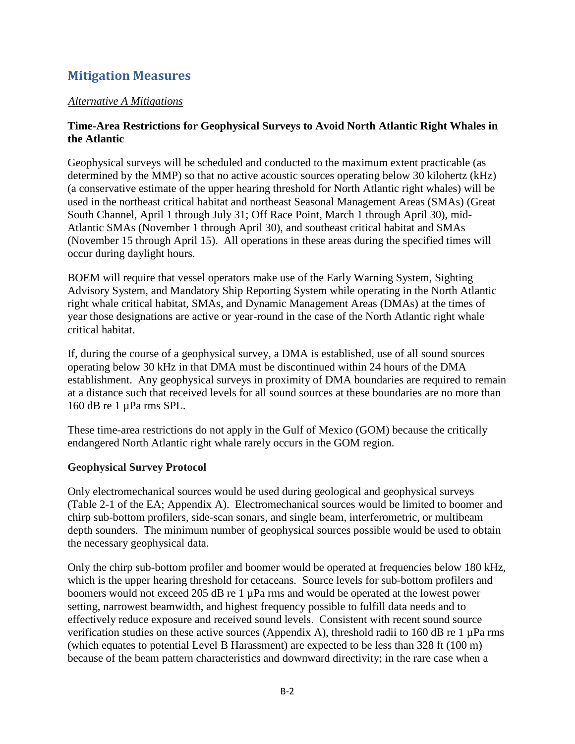## Mitigation Measures

*Alternative A Mitigations*

**Time-Area Restrictions for Geophysical Surveys to Avoid North Atlantic Right Whales in the Atlantic**

Geophysical surveys will be scheduled and conducted to the maximum extent practicable (as determined by the MMP) so that no active acoustic sources operating below 30 kilohertz (kHz) (a conservative estimate of the upper hearing threshold for North Atlantic right whales) will be used in the northeast critical habitat and northeast Seasonal Management Areas (SMAs) (Great South Channel, April 1 through July 31; Off Race Point, March 1 through April 30), mid-Atlantic SMAs (November 1 through April 30), and southeast critical habitat and SMAs (November 15 through April 15). All operations in these areas during the specified times will occur during daylight hours.

BOEM will require that vessel operators make use of the Early Warning System, Sighting Advisory System, and Mandatory Ship Reporting System while operating in the North Atlantic right whale critical habitat, SMAs, and Dynamic Management Areas (DMAs) at the times of year those designations are active or year-round in the case of the North Atlantic right whale critical habitat.

If, during the course of a geophysical survey, a DMA is established, use of all sound sources operating below 30 kHz in that DMA must be discontinued within 24 hours of the DMA establishment. Any geophysical surveys in proximity of DMA boundaries are required to remain at a distance such that received levels for all sound sources at these boundaries are no more than 160 dB re 1 µPa rms SPL.

These time-area restrictions do not apply in the Gulf of Mexico (GOM) because the critically endangered North Atlantic right whale rarely occurs in the GOM region.

**Geophysical Survey Protocol**

Only electromechanical sources would be used during geological and geophysical surveys (Table 2-1 of the EA; Appendix A). Electromechanical sources would be limited to boomer and chirp sub-bottom profilers, side-scan sonars, and single beam, interferometric, or multibeam depth sounders. The minimum number of geophysical sources possible would be used to obtain the necessary geophysical data.

Only the chirp sub-bottom profiler and boomer would be operated at frequencies below 180 kHz, which is the upper hearing threshold for cetaceans. Source levels for sub-bottom profilers and boomers would not exceed 205 dB re 1 µPa rms and would be operated at the lowest power setting, narrowest beamwidth, and highest frequency possible to fulfill data needs and to effectively reduce exposure and received sound levels. Consistent with recent sound source verification studies on these active sources (Appendix A), threshold radii to 160 dB re 1 µPa rms (which equates to potential Level B Harassment) are expected to be less than 328 ft (100 m) because of the beam pattern characteristics and downward directivity; in the rare case when a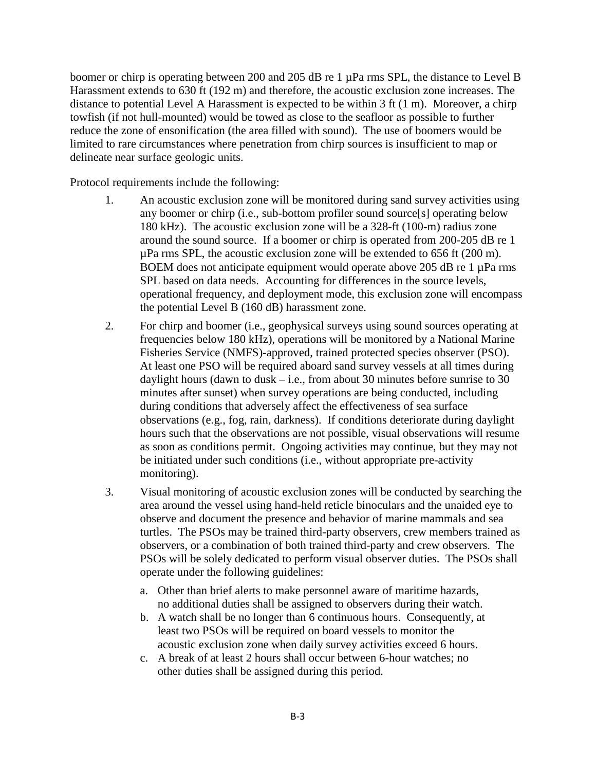boomer or chirp is operating between 200 and 205 dB re 1 µPa rms SPL, the distance to Level B Harassment extends to 630 ft (192 m) and therefore, the acoustic exclusion zone increases. The distance to potential Level A Harassment is expected to be within 3 ft (1 m). Moreover, a chirp towfish (if not hull-mounted) would be towed as close to the seafloor as possible to further reduce the zone of ensonification (the area filled with sound). The use of boomers would be limited to rare circumstances where penetration from chirp sources is insufficient to map or delineate near surface geologic units.

Protocol requirements include the following:

1. An acoustic exclusion zone will be monitored during sand survey activities using any boomer or chirp (i.e., sub-bottom profiler sound source[s] operating below 180 kHz). The acoustic exclusion zone will be a 328-ft (100-m) radius zone around the sound source. If a boomer or chirp is operated from 200-205 dB re 1 µPa rms SPL, the acoustic exclusion zone will be extended to 656 ft (200 m). BOEM does not anticipate equipment would operate above 205 dB re 1 µPa rms SPL based on data needs. Accounting for differences in the source levels, operational frequency, and deployment mode, this exclusion zone will encompass the potential Level B (160 dB) harassment zone.

2. For chirp and boomer (i.e., geophysical surveys using sound sources operating at frequencies below 180 kHz), operations will be monitored by a National Marine Fisheries Service (NMFS)-approved, trained protected species observer (PSO). At least one PSO will be required aboard sand survey vessels at all times during daylight hours (dawn to dusk – i.e., from about 30 minutes before sunrise to 30 minutes after sunset) when survey operations are being conducted, including during conditions that adversely affect the effectiveness of sea surface observations (e.g., fog, rain, darkness). If conditions deteriorate during daylight hours such that the observations are not possible, visual observations will resume as soon as conditions permit. Ongoing activities may continue, but they may not be initiated under such conditions (i.e., without appropriate pre-activity monitoring).

3. Visual monitoring of acoustic exclusion zones will be conducted by searching the area around the vessel using hand-held reticle binoculars and the unaided eye to observe and document the presence and behavior of marine mammals and sea turtles. The PSOs may be trained third-party observers, crew members trained as observers, or a combination of both trained third-party and crew observers. The PSOs will be solely dedicated to perform visual observer duties. The PSOs shall operate under the following guidelines:

   a. Other than brief alerts to make personnel aware of maritime hazards, no additional duties shall be assigned to observers during their watch.

   b. A watch shall be no longer than 6 continuous hours. Consequently, at least two PSOs will be required on board vessels to monitor the acoustic exclusion zone when daily survey activities exceed 6 hours.

   c. A break of at least 2 hours shall occur between 6-hour watches; no other duties shall be assigned during this period.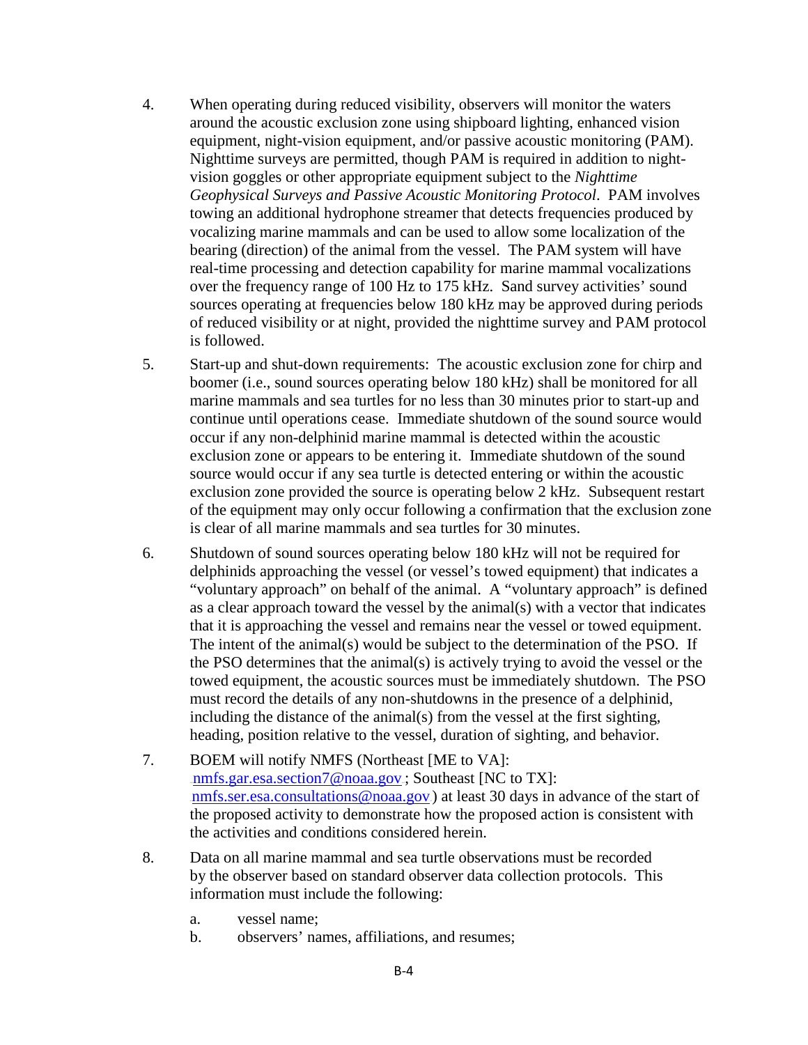4. When operating during reduced visibility, observers will monitor the waters around the acoustic exclusion zone using shipboard lighting, enhanced vision equipment, night-vision equipment, and/or passive acoustic monitoring (PAM). Nighttime surveys are permitted, though PAM is required in addition to night-vision goggles or other appropriate equipment subject to the *Nighttime Geophysical Surveys and Passive Acoustic Monitoring Protocol*. PAM involves towing an additional hydrophone streamer that detects frequencies produced by vocalizing marine mammals and can be used to allow some localization of the bearing (direction) of the animal from the vessel. The PAM system will have real-time processing and detection capability for marine mammal vocalizations over the frequency range of 100 Hz to 175 kHz. Sand survey activities' sound sources operating at frequencies below 180 kHz may be approved during periods of reduced visibility or at night, provided the nighttime survey and PAM protocol is followed.

5. Start-up and shut-down requirements: The acoustic exclusion zone for chirp and boomer (i.e., sound sources operating below 180 kHz) shall be monitored for all marine mammals and sea turtles for no less than 30 minutes prior to start-up and continue until operations cease. Immediate shutdown of the sound source would occur if any non-delphinid marine mammal is detected within the acoustic exclusion zone or appears to be entering it. Immediate shutdown of the sound source would occur if any sea turtle is detected entering or within the acoustic exclusion zone provided the source is operating below 2 kHz. Subsequent restart of the equipment may only occur following a confirmation that the exclusion zone is clear of all marine mammals and sea turtles for 30 minutes.

6. Shutdown of sound sources operating below 180 kHz will not be required for delphinids approaching the vessel (or vessel's towed equipment) that indicates a "voluntary approach" on behalf of the animal. A "voluntary approach" is defined as a clear approach toward the vessel by the animal(s) with a vector that indicates that it is approaching the vessel and remains near the vessel or towed equipment. The intent of the animal(s) would be subject to the determination of the PSO. If the PSO determines that the animal(s) is actively trying to avoid the vessel or the towed equipment, the acoustic sources must be immediately shutdown. The PSO must record the details of any non-shutdowns in the presence of a delphinid, including the distance of the animal(s) from the vessel at the first sighting, heading, position relative to the vessel, duration of sighting, and behavior.

7. BOEM will notify NMFS (Northeast [ME to VA]: nmfs.gar.esa.section7@noaa.gov; Southeast [NC to TX]: nmfs.ser.esa.consultations@noaa.gov) at least 30 days in advance of the start of the proposed activity to demonstrate how the proposed action is consistent with the activities and conditions considered herein.

8. Data on all marine mammal and sea turtle observations must be recorded by the observer based on standard observer data collection protocols. This information must include the following:

   a. vessel name;
   b. observers' names, affiliations, and resumes;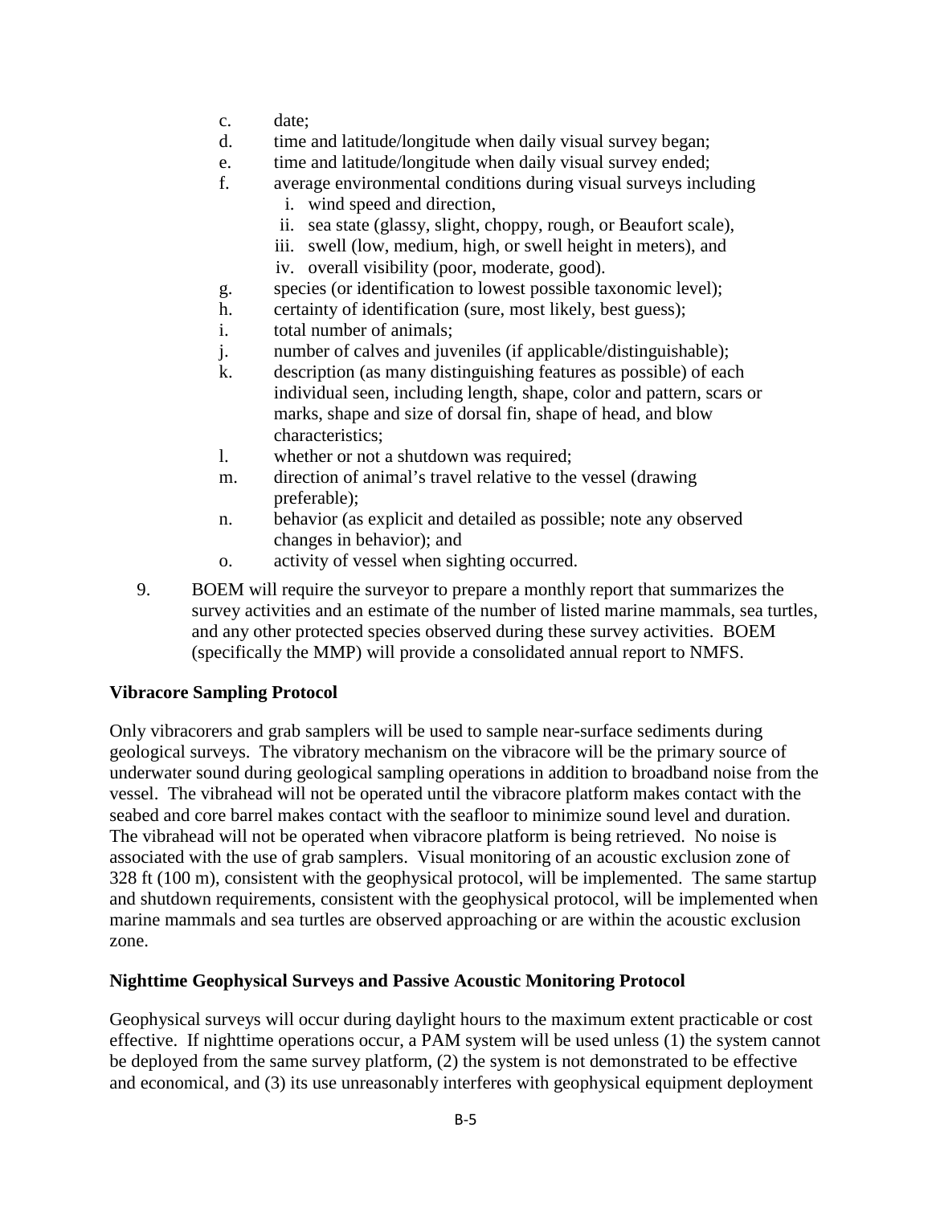c. date;

d. time and latitude/longitude when daily visual survey began;

e. time and latitude/longitude when daily visual survey ended;

f. average environmental conditions during visual surveys including
   i. wind speed and direction,
   ii. sea state (glassy, slight, choppy, rough, or Beaufort scale),
   iii. swell (low, medium, high, or swell height in meters), and
   iv. overall visibility (poor, moderate, good).

g. species (or identification to lowest possible taxonomic level);

h. certainty of identification (sure, most likely, best guess);

i. total number of animals;

j. number of calves and juveniles (if applicable/distinguishable);

k. description (as many distinguishing features as possible) of each individual seen, including length, shape, color and pattern, scars or marks, shape and size of dorsal fin, shape of head, and blow characteristics;

l. whether or not a shutdown was required;

m. direction of animal's travel relative to the vessel (drawing preferable);

n. behavior (as explicit and detailed as possible; note any observed changes in behavior); and

o. activity of vessel when sighting occurred.

9. BOEM will require the surveyor to prepare a monthly report that summarizes the survey activities and an estimate of the number of listed marine mammals, sea turtles, and any other protected species observed during these survey activities. BOEM (specifically the MMP) will provide a consolidated annual report to NMFS.

**Vibracore Sampling Protocol**

Only vibracorers and grab samplers will be used to sample near-surface sediments during geological surveys. The vibratory mechanism on the vibracore will be the primary source of underwater sound during geological sampling operations in addition to broadband noise from the vessel. The vibrahead will not be operated until the vibracore platform makes contact with the seabed and core barrel makes contact with the seafloor to minimize sound level and duration. The vibrahead will not be operated when vibracore platform is being retrieved. No noise is associated with the use of grab samplers. Visual monitoring of an acoustic exclusion zone of 328 ft (100 m), consistent with the geophysical protocol, will be implemented. The same startup and shutdown requirements, consistent with the geophysical protocol, will be implemented when marine mammals and sea turtles are observed approaching or are within the acoustic exclusion zone.

**Nighttime Geophysical Surveys and Passive Acoustic Monitoring Protocol**

Geophysical surveys will occur during daylight hours to the maximum extent practicable or cost effective. If nighttime operations occur, a PAM system will be used unless (1) the system cannot be deployed from the same survey platform, (2) the system is not demonstrated to be effective and economical, and (3) its use unreasonably interferes with geophysical equipment deployment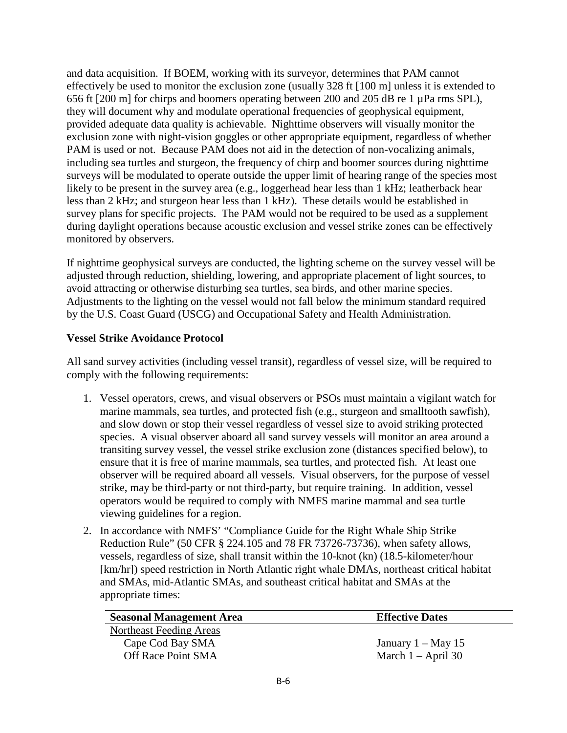and data acquisition. If BOEM, working with its surveyor, determines that PAM cannot effectively be used to monitor the exclusion zone (usually 328 ft [100 m] unless it is extended to 656 ft [200 m] for chirps and boomers operating between 200 and 205 dB re 1 µPa rms SPL), they will document why and modulate operational frequencies of geophysical equipment, provided adequate data quality is achievable. Nighttime observers will visually monitor the exclusion zone with night-vision goggles or other appropriate equipment, regardless of whether PAM is used or not. Because PAM does not aid in the detection of non-vocalizing animals, including sea turtles and sturgeon, the frequency of chirp and boomer sources during nighttime surveys will be modulated to operate outside the upper limit of hearing range of the species most likely to be present in the survey area (e.g., loggerhead hear less than 1 kHz; leatherback hear less than 2 kHz; and sturgeon hear less than 1 kHz). These details would be established in survey plans for specific projects. The PAM would not be required to be used as a supplement during daylight operations because acoustic exclusion and vessel strike zones can be effectively monitored by observers.

If nighttime geophysical surveys are conducted, the lighting scheme on the survey vessel will be adjusted through reduction, shielding, lowering, and appropriate placement of light sources, to avoid attracting or otherwise disturbing sea turtles, sea birds, and other marine species. Adjustments to the lighting on the vessel would not fall below the minimum standard required by the U.S. Coast Guard (USCG) and Occupational Safety and Health Administration.

**Vessel Strike Avoidance Protocol**

All sand survey activities (including vessel transit), regardless of vessel size, will be required to comply with the following requirements:

1. Vessel operators, crews, and visual observers or PSOs must maintain a vigilant watch for marine mammals, sea turtles, and protected fish (e.g., sturgeon and smalltooth sawfish), and slow down or stop their vessel regardless of vessel size to avoid striking protected species. A visual observer aboard all sand survey vessels will monitor an area around a transiting survey vessel, the vessel strike exclusion zone (distances specified below), to ensure that it is free of marine mammals, sea turtles, and protected fish. At least one observer will be required aboard all vessels. Visual observers, for the purpose of vessel strike, may be third-party or not third-party, but require training. In addition, vessel operators would be required to comply with NMFS marine mammal and sea turtle viewing guidelines for a region.
2. In accordance with NMFS' "Compliance Guide for the Right Whale Ship Strike Reduction Rule" (50 CFR § 224.105 and 78 FR 73726-73736), when safety allows, vessels, regardless of size, shall transit within the 10-knot (kn) (18.5-kilometer/hour [km/hr]) speed restriction in North Atlantic right whale DMAs, northeast critical habitat and SMAs, mid-Atlantic SMAs, and southeast critical habitat and SMAs at the appropriate times:

| Seasonal Management Area | Effective Dates |
|---|---|
| Northeast Feeding Areas | |
| Cape Cod Bay SMA | January 1 – May 15 |
| Off Race Point SMA | March 1 – April 30 |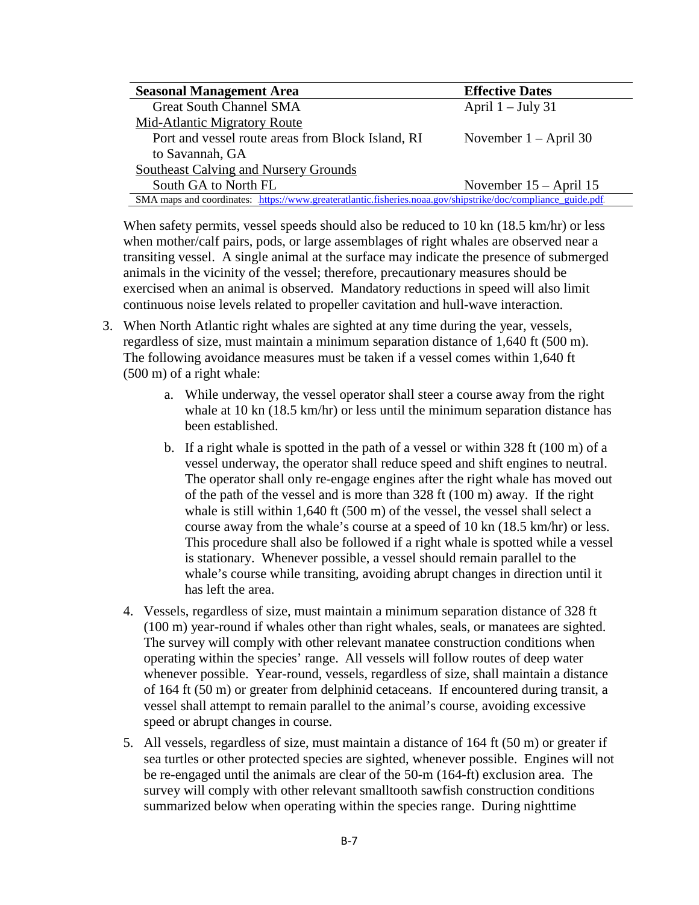| Seasonal Management Area | Effective Dates |
| --- | --- |
| Great South Channel SMA | April 1 – July 31 |
| Mid-Atlantic Migratory Route | |
| Port and vessel route areas from Block Island, RI to Savannah, GA | November 1 – April 30 |
| Southeast Calving and Nursery Grounds | |
| South GA to North FL | November 15 – April 15 |
| SMA maps and coordinates: https://www.greateratlantic.fisheries.noaa.gov/shipstrike/doc/compliance_guide.pdf | |

When safety permits, vessel speeds should also be reduced to 10 kn (18.5 km/hr) or less when mother/calf pairs, pods, or large assemblages of right whales are observed near a transiting vessel. A single animal at the surface may indicate the presence of submerged animals in the vicinity of the vessel; therefore, precautionary measures should be exercised when an animal is observed. Mandatory reductions in speed will also limit continuous noise levels related to propeller cavitation and hull-wave interaction.

3. When North Atlantic right whales are sighted at any time during the year, vessels, regardless of size, must maintain a minimum separation distance of 1,640 ft (500 m). The following avoidance measures must be taken if a vessel comes within 1,640 ft (500 m) of a right whale:
   a. While underway, the vessel operator shall steer a course away from the right whale at 10 kn (18.5 km/hr) or less until the minimum separation distance has been established.
   b. If a right whale is spotted in the path of a vessel or within 328 ft (100 m) of a vessel underway, the operator shall reduce speed and shift engines to neutral. The operator shall only re-engage engines after the right whale has moved out of the path of the vessel and is more than 328 ft (100 m) away. If the right whale is still within 1,640 ft (500 m) of the vessel, the vessel shall select a course away from the whale's course at a speed of 10 kn (18.5 km/hr) or less. This procedure shall also be followed if a right whale is spotted while a vessel is stationary. Whenever possible, a vessel should remain parallel to the whale's course while transiting, avoiding abrupt changes in direction until it has left the area.
4. Vessels, regardless of size, must maintain a minimum separation distance of 328 ft (100 m) year-round if whales other than right whales, seals, or manatees are sighted. The survey will comply with other relevant manatee construction conditions when operating within the species' range. All vessels will follow routes of deep water whenever possible. Year-round, vessels, regardless of size, shall maintain a distance of 164 ft (50 m) or greater from delphinid cetaceans. If encountered during transit, a vessel shall attempt to remain parallel to the animal's course, avoiding excessive speed or abrupt changes in course.
5. All vessels, regardless of size, must maintain a distance of 164 ft (50 m) or greater if sea turtles or other protected species are sighted, whenever possible. Engines will not be re-engaged until the animals are clear of the 50-m (164-ft) exclusion area. The survey will comply with other relevant smalltooth sawfish construction conditions summarized below when operating within the species range. During nighttime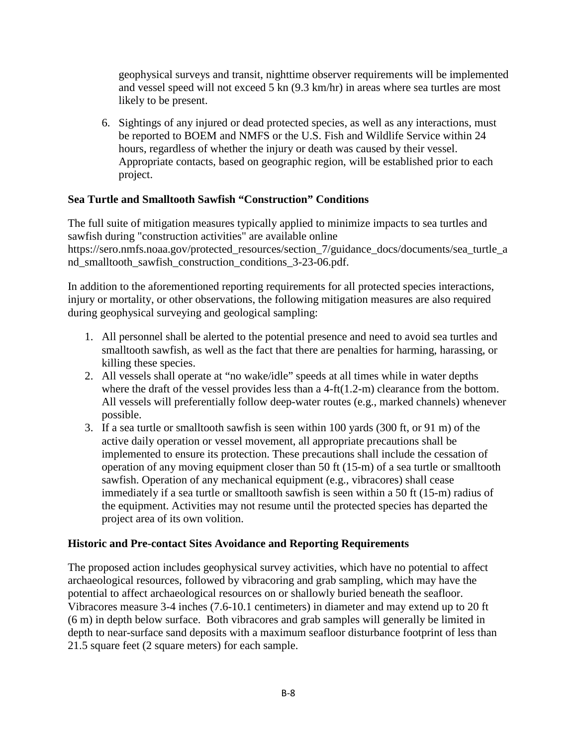geophysical surveys and transit, nighttime observer requirements will be implemented and vessel speed will not exceed 5 kn (9.3 km/hr) in areas where sea turtles are most likely to be present.

6. Sightings of any injured or dead protected species, as well as any interactions, must be reported to BOEM and NMFS or the U.S. Fish and Wildlife Service within 24 hours, regardless of whether the injury or death was caused by their vessel. Appropriate contacts, based on geographic region, will be established prior to each project.

**Sea Turtle and Smalltooth Sawfish "Construction" Conditions**

The full suite of mitigation measures typically applied to minimize impacts to sea turtles and sawfish during "construction activities" are available online https://sero.nmfs.noaa.gov/protected_resources/section_7/guidance_docs/documents/sea_turtle_and_smalltooth_sawfish_construction_conditions_3-23-06.pdf.

In addition to the aforementioned reporting requirements for all protected species interactions, injury or mortality, or other observations, the following mitigation measures are also required during geophysical surveying and geological sampling:

1. All personnel shall be alerted to the potential presence and need to avoid sea turtles and smalltooth sawfish, as well as the fact that there are penalties for harming, harassing, or killing these species.
2. All vessels shall operate at "no wake/idle" speeds at all times while in water depths where the draft of the vessel provides less than a 4-ft(1.2-m) clearance from the bottom. All vessels will preferentially follow deep-water routes (e.g., marked channels) whenever possible.
3. If a sea turtle or smalltooth sawfish is seen within 100 yards (300 ft, or 91 m) of the active daily operation or vessel movement, all appropriate precautions shall be implemented to ensure its protection. These precautions shall include the cessation of operation of any moving equipment closer than 50 ft (15-m) of a sea turtle or smalltooth sawfish. Operation of any mechanical equipment (e.g., vibracores) shall cease immediately if a sea turtle or smalltooth sawfish is seen within a 50 ft (15-m) radius of the equipment. Activities may not resume until the protected species has departed the project area of its own volition.

**Historic and Pre-contact Sites Avoidance and Reporting Requirements**

The proposed action includes geophysical survey activities, which have no potential to affect archaeological resources, followed by vibracoring and grab sampling, which may have the potential to affect archaeological resources on or shallowly buried beneath the seafloor. Vibracores measure 3-4 inches (7.6-10.1 centimeters) in diameter and may extend up to 20 ft (6 m) in depth below surface. Both vibracores and grab samples will generally be limited in depth to near-surface sand deposits with a maximum seafloor disturbance footprint of less than 21.5 square feet (2 square meters) for each sample.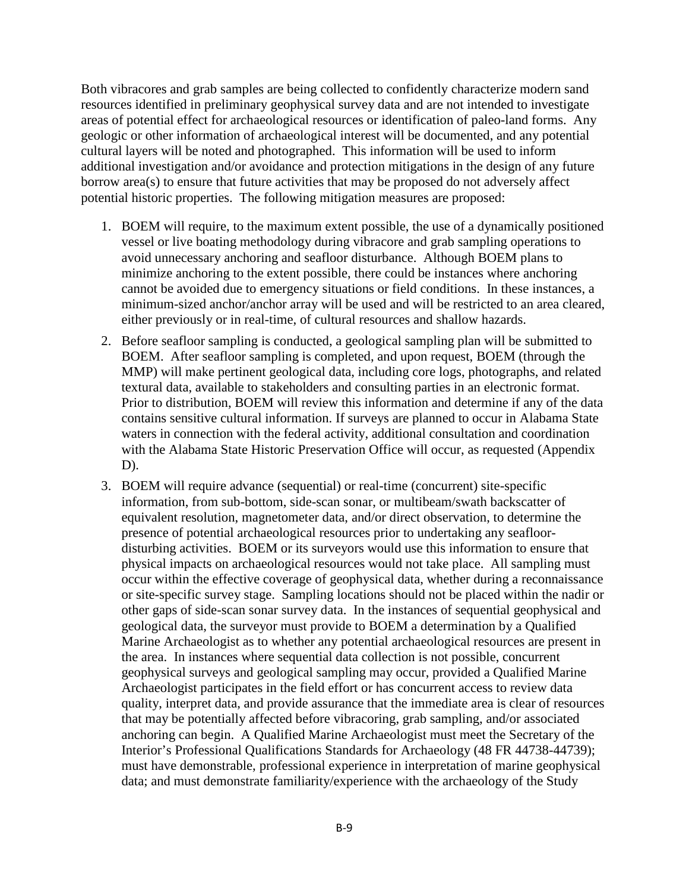Both vibracores and grab samples are being collected to confidently characterize modern sand resources identified in preliminary geophysical survey data and are not intended to investigate areas of potential effect for archaeological resources or identification of paleo-land forms. Any geologic or other information of archaeological interest will be documented, and any potential cultural layers will be noted and photographed. This information will be used to inform additional investigation and/or avoidance and protection mitigations in the design of any future borrow area(s) to ensure that future activities that may be proposed do not adversely affect potential historic properties. The following mitigation measures are proposed:

1. BOEM will require, to the maximum extent possible, the use of a dynamically positioned vessel or live boating methodology during vibracore and grab sampling operations to avoid unnecessary anchoring and seafloor disturbance. Although BOEM plans to minimize anchoring to the extent possible, there could be instances where anchoring cannot be avoided due to emergency situations or field conditions. In these instances, a minimum-sized anchor/anchor array will be used and will be restricted to an area cleared, either previously or in real-time, of cultural resources and shallow hazards.
2. Before seafloor sampling is conducted, a geological sampling plan will be submitted to BOEM. After seafloor sampling is completed, and upon request, BOEM (through the MMP) will make pertinent geological data, including core logs, photographs, and related textural data, available to stakeholders and consulting parties in an electronic format. Prior to distribution, BOEM will review this information and determine if any of the data contains sensitive cultural information. If surveys are planned to occur in Alabama State waters in connection with the federal activity, additional consultation and coordination with the Alabama State Historic Preservation Office will occur, as requested (Appendix D).
3. BOEM will require advance (sequential) or real-time (concurrent) site-specific information, from sub-bottom, side-scan sonar, or multibeam/swath backscatter of equivalent resolution, magnetometer data, and/or direct observation, to determine the presence of potential archaeological resources prior to undertaking any seafloor-disturbing activities. BOEM or its surveyors would use this information to ensure that physical impacts on archaeological resources would not take place. All sampling must occur within the effective coverage of geophysical data, whether during a reconnaissance or site-specific survey stage. Sampling locations should not be placed within the nadir or other gaps of side-scan sonar survey data. In the instances of sequential geophysical and geological data, the surveyor must provide to BOEM a determination by a Qualified Marine Archaeologist as to whether any potential archaeological resources are present in the area. In instances where sequential data collection is not possible, concurrent geophysical surveys and geological sampling may occur, provided a Qualified Marine Archaeologist participates in the field effort or has concurrent access to review data quality, interpret data, and provide assurance that the immediate area is clear of resources that may be potentially affected before vibracoring, grab sampling, and/or associated anchoring can begin. A Qualified Marine Archaeologist must meet the Secretary of the Interior's Professional Qualifications Standards for Archaeology (48 FR 44738-44739); must have demonstrable, professional experience in interpretation of marine geophysical data; and must demonstrate familiarity/experience with the archaeology of the Study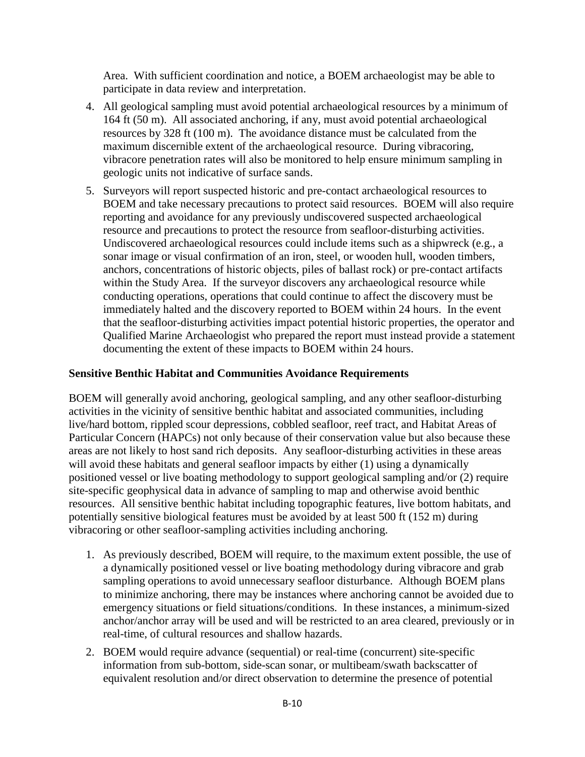Area. With sufficient coordination and notice, a BOEM archaeologist may be able to participate in data review and interpretation.

4. All geological sampling must avoid potential archaeological resources by a minimum of 164 ft (50 m). All associated anchoring, if any, must avoid potential archaeological resources by 328 ft (100 m). The avoidance distance must be calculated from the maximum discernible extent of the archaeological resource. During vibracoring, vibracore penetration rates will also be monitored to help ensure minimum sampling in geologic units not indicative of surface sands.

5. Surveyors will report suspected historic and pre-contact archaeological resources to BOEM and take necessary precautions to protect said resources. BOEM will also require reporting and avoidance for any previously undiscovered suspected archaeological resource and precautions to protect the resource from seafloor-disturbing activities. Undiscovered archaeological resources could include items such as a shipwreck (e.g., a sonar image or visual confirmation of an iron, steel, or wooden hull, wooden timbers, anchors, concentrations of historic objects, piles of ballast rock) or pre-contact artifacts within the Study Area. If the surveyor discovers any archaeological resource while conducting operations, operations that could continue to affect the discovery must be immediately halted and the discovery reported to BOEM within 24 hours. In the event that the seafloor-disturbing activities impact potential historic properties, the operator and Qualified Marine Archaeologist who prepared the report must instead provide a statement documenting the extent of these impacts to BOEM within 24 hours.

**Sensitive Benthic Habitat and Communities Avoidance Requirements**

BOEM will generally avoid anchoring, geological sampling, and any other seafloor-disturbing activities in the vicinity of sensitive benthic habitat and associated communities, including live/hard bottom, rippled scour depressions, cobbled seafloor, reef tract, and Habitat Areas of Particular Concern (HAPCs) not only because of their conservation value but also because these areas are not likely to host sand rich deposits. Any seafloor-disturbing activities in these areas will avoid these habitats and general seafloor impacts by either (1) using a dynamically positioned vessel or live boating methodology to support geological sampling and/or (2) require site-specific geophysical data in advance of sampling to map and otherwise avoid benthic resources. All sensitive benthic habitat including topographic features, live bottom habitats, and potentially sensitive biological features must be avoided by at least 500 ft (152 m) during vibracoring or other seafloor-sampling activities including anchoring.

1. As previously described, BOEM will require, to the maximum extent possible, the use of a dynamically positioned vessel or live boating methodology during vibracore and grab sampling operations to avoid unnecessary seafloor disturbance. Although BOEM plans to minimize anchoring, there may be instances where anchoring cannot be avoided due to emergency situations or field situations/conditions. In these instances, a minimum-sized anchor/anchor array will be used and will be restricted to an area cleared, previously or in real-time, of cultural resources and shallow hazards.

2. BOEM would require advance (sequential) or real-time (concurrent) site-specific information from sub-bottom, side-scan sonar, or multibeam/swath backscatter of equivalent resolution and/or direct observation to determine the presence of potential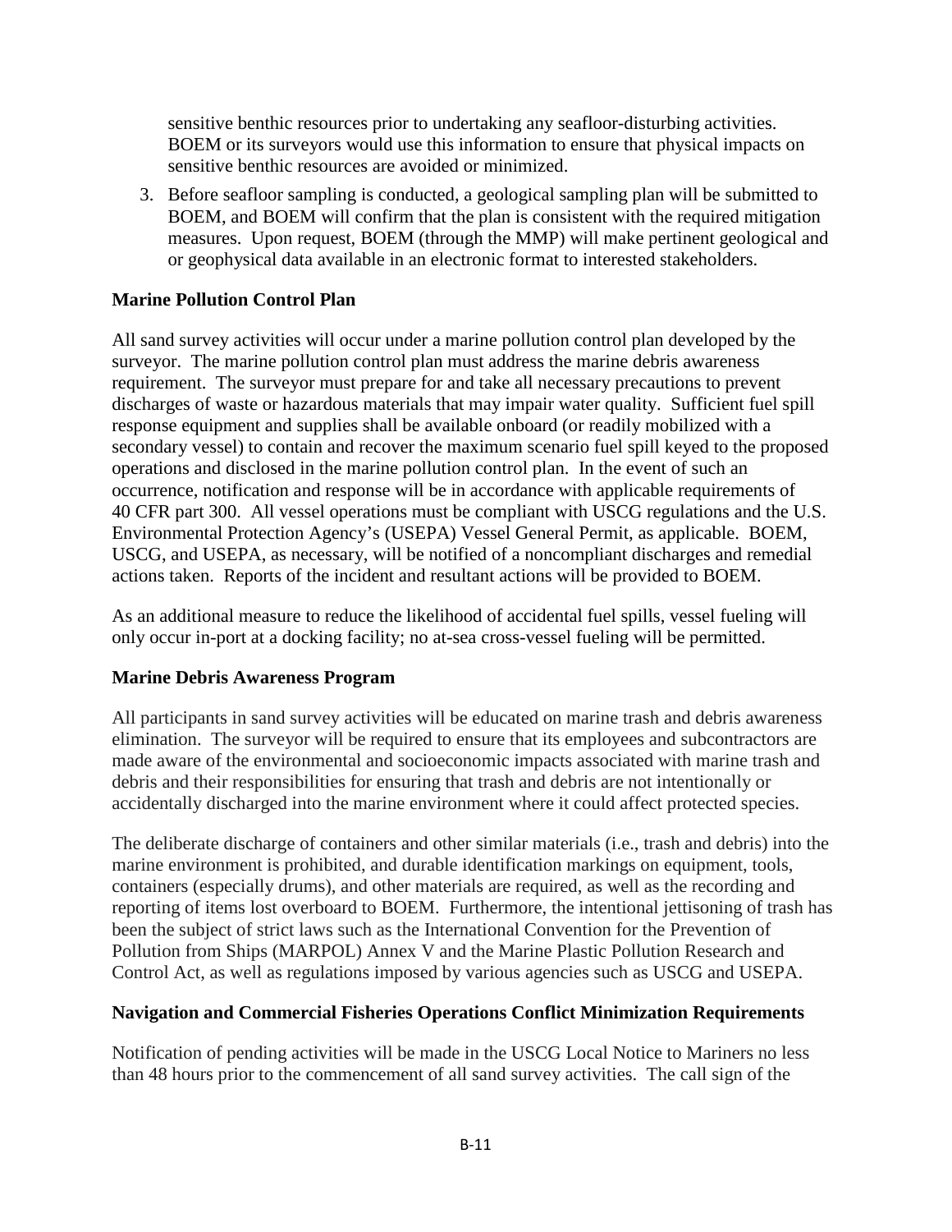sensitive benthic resources prior to undertaking any seafloor-disturbing activities. BOEM or its surveyors would use this information to ensure that physical impacts on sensitive benthic resources are avoided or minimized.

3. Before seafloor sampling is conducted, a geological sampling plan will be submitted to BOEM, and BOEM will confirm that the plan is consistent with the required mitigation measures. Upon request, BOEM (through the MMP) will make pertinent geological and or geophysical data available in an electronic format to interested stakeholders.

**Marine Pollution Control Plan**

All sand survey activities will occur under a marine pollution control plan developed by the surveyor. The marine pollution control plan must address the marine debris awareness requirement. The surveyor must prepare for and take all necessary precautions to prevent discharges of waste or hazardous materials that may impair water quality. Sufficient fuel spill response equipment and supplies shall be available onboard (or readily mobilized with a secondary vessel) to contain and recover the maximum scenario fuel spill keyed to the proposed operations and disclosed in the marine pollution control plan. In the event of such an occurrence, notification and response will be in accordance with applicable requirements of 40 CFR part 300. All vessel operations must be compliant with USCG regulations and the U.S. Environmental Protection Agency's (USEPA) Vessel General Permit, as applicable. BOEM, USCG, and USEPA, as necessary, will be notified of a noncompliant discharges and remedial actions taken. Reports of the incident and resultant actions will be provided to BOEM.

As an additional measure to reduce the likelihood of accidental fuel spills, vessel fueling will only occur in-port at a docking facility; no at-sea cross-vessel fueling will be permitted.

**Marine Debris Awareness Program**

All participants in sand survey activities will be educated on marine trash and debris awareness elimination. The surveyor will be required to ensure that its employees and subcontractors are made aware of the environmental and socioeconomic impacts associated with marine trash and debris and their responsibilities for ensuring that trash and debris are not intentionally or accidentally discharged into the marine environment where it could affect protected species.

The deliberate discharge of containers and other similar materials (i.e., trash and debris) into the marine environment is prohibited, and durable identification markings on equipment, tools, containers (especially drums), and other materials are required, as well as the recording and reporting of items lost overboard to BOEM. Furthermore, the intentional jettisoning of trash has been the subject of strict laws such as the International Convention for the Prevention of Pollution from Ships (MARPOL) Annex V and the Marine Plastic Pollution Research and Control Act, as well as regulations imposed by various agencies such as USCG and USEPA.

**Navigation and Commercial Fisheries Operations Conflict Minimization Requirements**

Notification of pending activities will be made in the USCG Local Notice to Mariners no less than 48 hours prior to the commencement of all sand survey activities. The call sign of the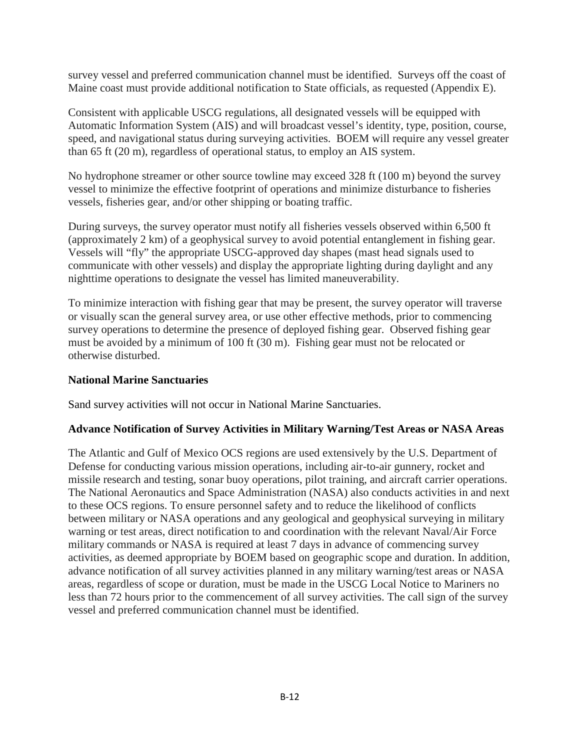survey vessel and preferred communication channel must be identified. Surveys off the coast of Maine coast must provide additional notification to State officials, as requested (Appendix E).

Consistent with applicable USCG regulations, all designated vessels will be equipped with Automatic Information System (AIS) and will broadcast vessel's identity, type, position, course, speed, and navigational status during surveying activities. BOEM will require any vessel greater than 65 ft (20 m), regardless of operational status, to employ an AIS system.

No hydrophone streamer or other source towline may exceed 328 ft (100 m) beyond the survey vessel to minimize the effective footprint of operations and minimize disturbance to fisheries vessels, fisheries gear, and/or other shipping or boating traffic.

During surveys, the survey operator must notify all fisheries vessels observed within 6,500 ft (approximately 2 km) of a geophysical survey to avoid potential entanglement in fishing gear. Vessels will "fly" the appropriate USCG-approved day shapes (mast head signals used to communicate with other vessels) and display the appropriate lighting during daylight and any nighttime operations to designate the vessel has limited maneuverability.

To minimize interaction with fishing gear that may be present, the survey operator will traverse or visually scan the general survey area, or use other effective methods, prior to commencing survey operations to determine the presence of deployed fishing gear. Observed fishing gear must be avoided by a minimum of 100 ft (30 m). Fishing gear must not be relocated or otherwise disturbed.

**National Marine Sanctuaries**

Sand survey activities will not occur in National Marine Sanctuaries.

**Advance Notification of Survey Activities in Military Warning/Test Areas or NASA Areas**

The Atlantic and Gulf of Mexico OCS regions are used extensively by the U.S. Department of Defense for conducting various mission operations, including air-to-air gunnery, rocket and missile research and testing, sonar buoy operations, pilot training, and aircraft carrier operations. The National Aeronautics and Space Administration (NASA) also conducts activities in and next to these OCS regions. To ensure personnel safety and to reduce the likelihood of conflicts between military or NASA operations and any geological and geophysical surveying in military warning or test areas, direct notification to and coordination with the relevant Naval/Air Force military commands or NASA is required at least 7 days in advance of commencing survey activities, as deemed appropriate by BOEM based on geographic scope and duration. In addition, advance notification of all survey activities planned in any military warning/test areas or NASA areas, regardless of scope or duration, must be made in the USCG Local Notice to Mariners no less than 72 hours prior to the commencement of all survey activities. The call sign of the survey vessel and preferred communication channel must be identified.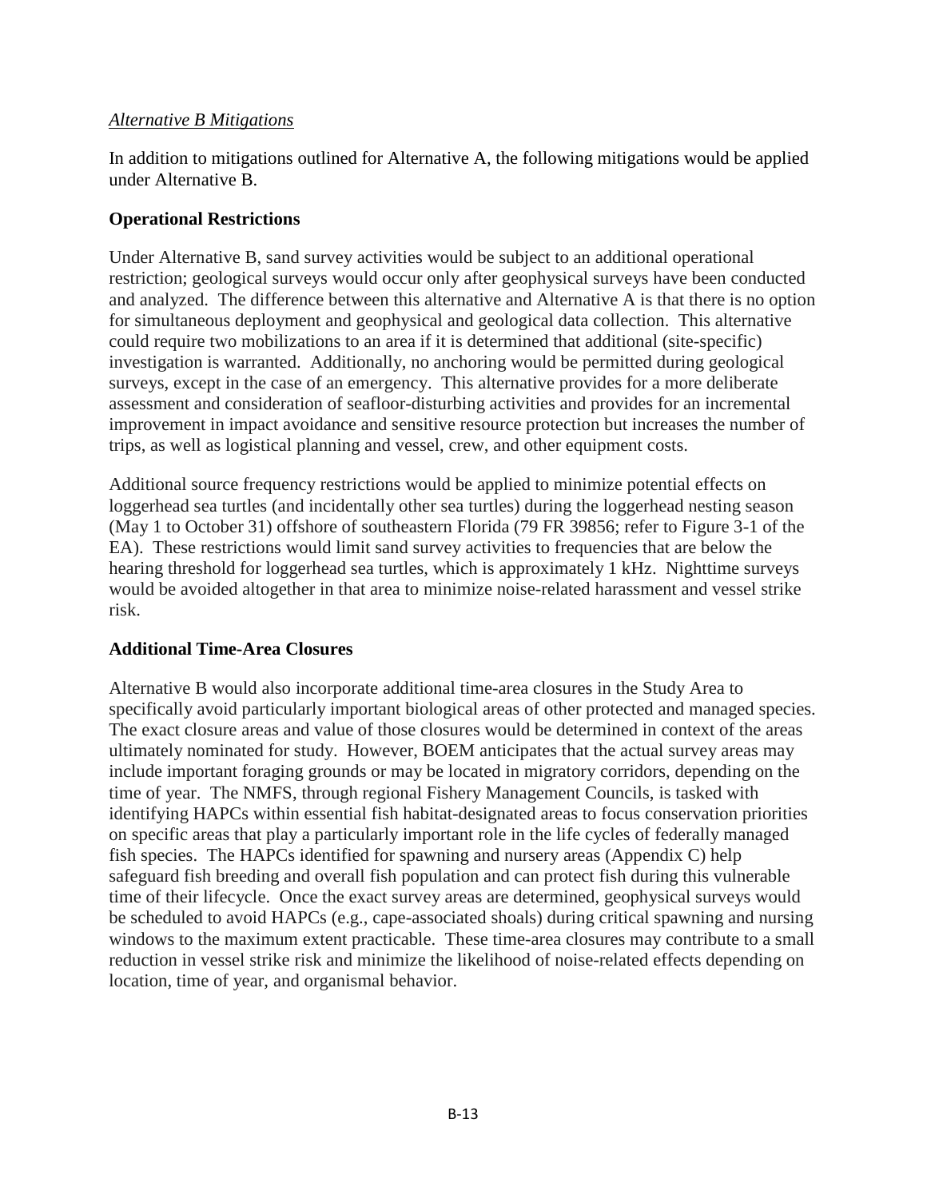*Alternative B Mitigations*

In addition to mitigations outlined for Alternative A, the following mitigations would be applied under Alternative B.

**Operational Restrictions**

Under Alternative B, sand survey activities would be subject to an additional operational restriction; geological surveys would occur only after geophysical surveys have been conducted and analyzed. The difference between this alternative and Alternative A is that there is no option for simultaneous deployment and geophysical and geological data collection. This alternative could require two mobilizations to an area if it is determined that additional (site-specific) investigation is warranted. Additionally, no anchoring would be permitted during geological surveys, except in the case of an emergency. This alternative provides for a more deliberate assessment and consideration of seafloor-disturbing activities and provides for an incremental improvement in impact avoidance and sensitive resource protection but increases the number of trips, as well as logistical planning and vessel, crew, and other equipment costs.

Additional source frequency restrictions would be applied to minimize potential effects on loggerhead sea turtles (and incidentally other sea turtles) during the loggerhead nesting season (May 1 to October 31) offshore of southeastern Florida (79 FR 39856; refer to Figure 3-1 of the EA). These restrictions would limit sand survey activities to frequencies that are below the hearing threshold for loggerhead sea turtles, which is approximately 1 kHz. Nighttime surveys would be avoided altogether in that area to minimize noise-related harassment and vessel strike risk.

**Additional Time-Area Closures**

Alternative B would also incorporate additional time-area closures in the Study Area to specifically avoid particularly important biological areas of other protected and managed species. The exact closure areas and value of those closures would be determined in context of the areas ultimately nominated for study. However, BOEM anticipates that the actual survey areas may include important foraging grounds or may be located in migratory corridors, depending on the time of year. The NMFS, through regional Fishery Management Councils, is tasked with identifying HAPCs within essential fish habitat-designated areas to focus conservation priorities on specific areas that play a particularly important role in the life cycles of federally managed fish species. The HAPCs identified for spawning and nursery areas (Appendix C) help safeguard fish breeding and overall fish population and can protect fish during this vulnerable time of their lifecycle. Once the exact survey areas are determined, geophysical surveys would be scheduled to avoid HAPCs (e.g., cape-associated shoals) during critical spawning and nursing windows to the maximum extent practicable. These time-area closures may contribute to a small reduction in vessel strike risk and minimize the likelihood of noise-related effects depending on location, time of year, and organismal behavior.